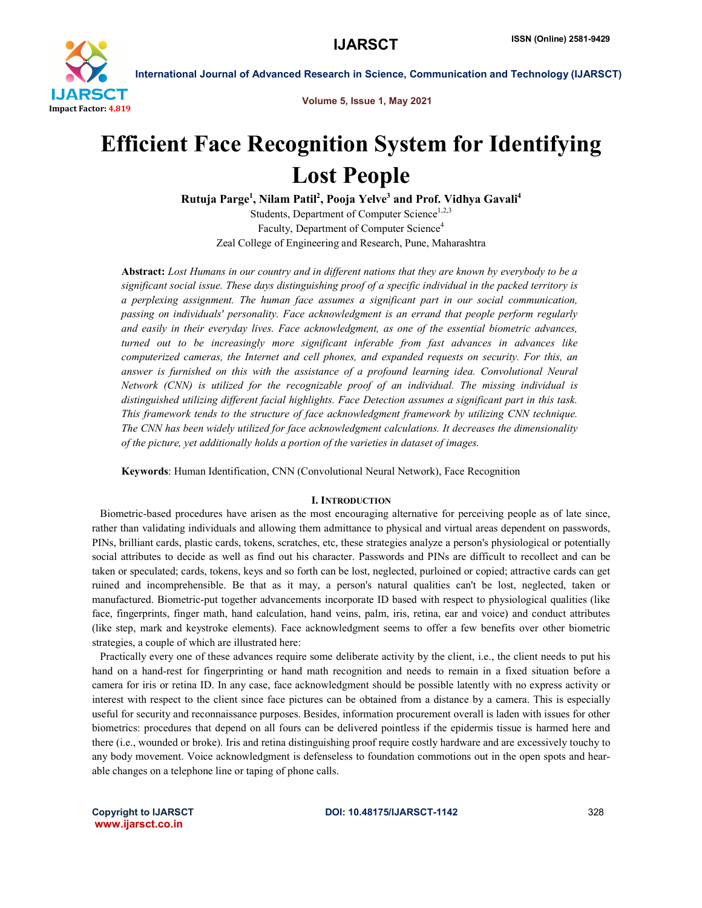# Efficient Face Recognition System for Identifying Lost People

**Rutuja Parge[1], Nilam Patil[2], Pooja Yelve[3] and Prof. Vidhya Gavali[4]**

Students, Department of Computer Science[1,2,3]

Faculty, Department of Computer Science[4]

Zeal College of Engineering and Research, Pune, Maharashtra

**Abstract:** *Lost Humans in our country and in different nations that they are known by everybody to be a significant social issue. These days distinguishing proof of a specific individual in the packed territory is a perplexing assignment. The human face assumes a significant part in our social communication, passing on individuals' personality. Face acknowledgment is an errand that people perform regularly and easily in their everyday lives. Face acknowledgment, as one of the essential biometric advances, turned out to be increasingly more significant inferable from fast advances in advances like computerized cameras, the Internet and cell phones, and expanded requests on security. For this, an answer is furnished on this with the assistance of a profound learning idea. Convolutional Neural Network (CNN) is utilized for the recognizable proof of an individual. The missing individual is distinguished utilizing different facial highlights. Face Detection assumes a significant part in this task. This framework tends to the structure of face acknowledgment framework by utilizing CNN technique. The CNN has been widely utilized for face acknowledgment calculations. It decreases the dimensionality of the picture, yet additionally holds a portion of the varieties in dataset of images.*

**Keywords**: Human Identification, CNN (Convolutional Neural Network), Face Recognition

## I. Introduction

Biometric-based procedures have arisen as the most encouraging alternative for perceiving people as of late since, rather than validating individuals and allowing them admittance to physical and virtual areas dependent on passwords, PINs, brilliant cards, plastic cards, tokens, scratches, etc, these strategies analyze a person's physiological or potentially social attributes to decide as well as find out his character. Passwords and PINs are difficult to recollect and can be taken or speculated; cards, tokens, keys and so forth can be lost, neglected, purloined or copied; attractive cards can get ruined and incomprehensible. Be that as it may, a person's natural qualities can't be lost, neglected, taken or manufactured. Biometric-put together advancements incorporate ID based with respect to physiological qualities (like face, fingerprints, finger math, hand calculation, hand veins, palm, iris, retina, ear and voice) and conduct attributes (like step, mark and keystroke elements). Face acknowledgment seems to offer a few benefits over other biometric strategies, a couple of which are illustrated here:

Practically every one of these advances require some deliberate activity by the client, i.e., the client needs to put his hand on a hand-rest for fingerprinting or hand math recognition and needs to remain in a fixed situation before a camera for iris or retina ID. In any case, face acknowledgment should be possible latently with no express activity or interest with respect to the client since face pictures can be obtained from a distance by a camera. This is especially useful for security and reconnaissance purposes. Besides, information procurement overall is laden with issues for other biometrics: procedures that depend on all fours can be delivered pointless if the epidermis tissue is harmed here and there (i.e., wounded or broke). Iris and retina distinguishing proof require costly hardware and are excessively touchy to any body movement. Voice acknowledgment is defenseless to foundation commotions out in the open spots and hear-able changes on a telephone line or taping of phone calls.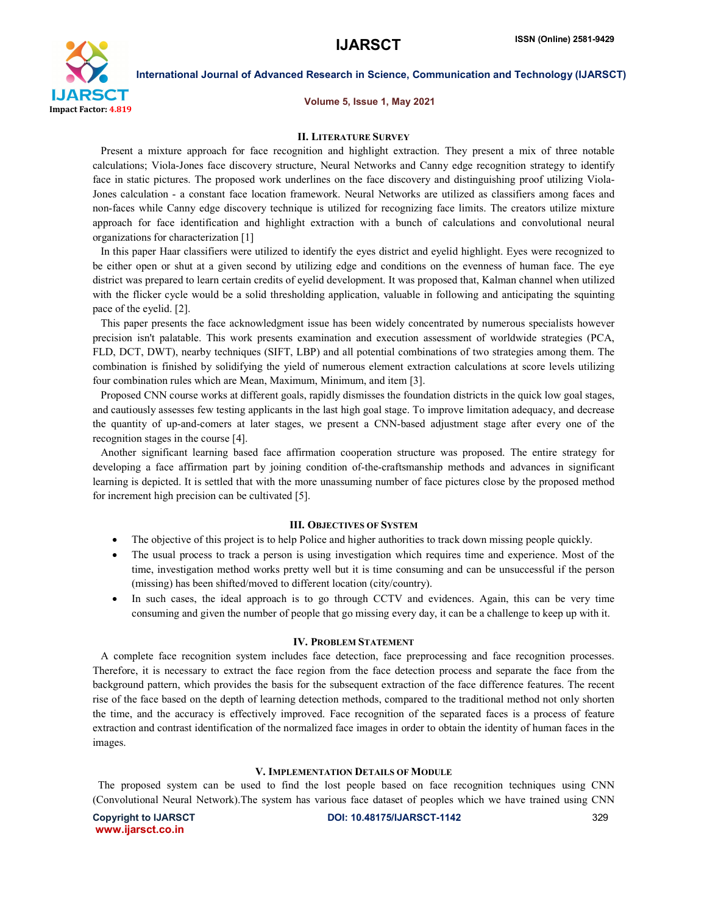## II. Literature Survey

Present a mixture approach for face recognition and highlight extraction. They present a mix of three notable calculations; Viola-Jones face discovery structure, Neural Networks and Canny edge recognition strategy to identify face in static pictures. The proposed work underlines on the face discovery and distinguishing proof utilizing Viola-Jones calculation - a constant face location framework. Neural Networks are utilized as classifiers among faces and non-faces while Canny edge discovery technique is utilized for recognizing face limits. The creators utilize mixture approach for face identification and highlight extraction with a bunch of calculations and convolutional neural organizations for characterization [1]

In this paper Haar classifiers were utilized to identify the eyes district and eyelid highlight. Eyes were recognized to be either open or shut at a given second by utilizing edge and conditions on the evenness of human face. The eye district was prepared to learn certain credits of eyelid development. It was proposed that, Kalman channel when utilized with the flicker cycle would be a solid thresholding application, valuable in following and anticipating the squinting pace of the eyelid. [2].

This paper presents the face acknowledgment issue has been widely concentrated by numerous specialists however precision isn't palatable. This work presents examination and execution assessment of worldwide strategies (PCA, FLD, DCT, DWT), nearby techniques (SIFT, LBP) and all potential combinations of two strategies among them. The combination is finished by solidifying the yield of numerous element extraction calculations at score levels utilizing four combination rules which are Mean, Maximum, Minimum, and item [3].

Proposed CNN course works at different goals, rapidly dismisses the foundation districts in the quick low goal stages, and cautiously assesses few testing applicants in the last high goal stage. To improve limitation adequacy, and decrease the quantity of up-and-comers at later stages, we present a CNN-based adjustment stage after every one of the recognition stages in the course [4].

Another significant learning based face affirmation cooperation structure was proposed. The entire strategy for developing a face affirmation part by joining condition of-the-craftsmanship methods and advances in significant learning is depicted. It is settled that with the more unassuming number of face pictures close by the proposed method for increment high precision can be cultivated [5].

## III. Objectives of System

- The objective of this project is to help Police and higher authorities to track down missing people quickly.
- The usual process to track a person is using investigation which requires time and experience. Most of the time, investigation method works pretty well but it is time consuming and can be unsuccessful if the person (missing) has been shifted/moved to different location (city/country).
- In such cases, the ideal approach is to go through CCTV and evidences. Again, this can be very time consuming and given the number of people that go missing every day, it can be a challenge to keep up with it.

## IV. Problem Statement

A complete face recognition system includes face detection, face preprocessing and face recognition processes. Therefore, it is necessary to extract the face region from the face detection process and separate the face from the background pattern, which provides the basis for the subsequent extraction of the face difference features. The recent rise of the face based on the depth of learning detection methods, compared to the traditional method not only shorten the time, and the accuracy is effectively improved. Face recognition of the separated faces is a process of feature extraction and contrast identification of the normalized face images in order to obtain the identity of human faces in the images.

## V. Implementation Details of Module

The proposed system can be used to find the lost people based on face recognition techniques using CNN (Convolutional Neural Network).The system has various face dataset of peoples which we have trained using CNN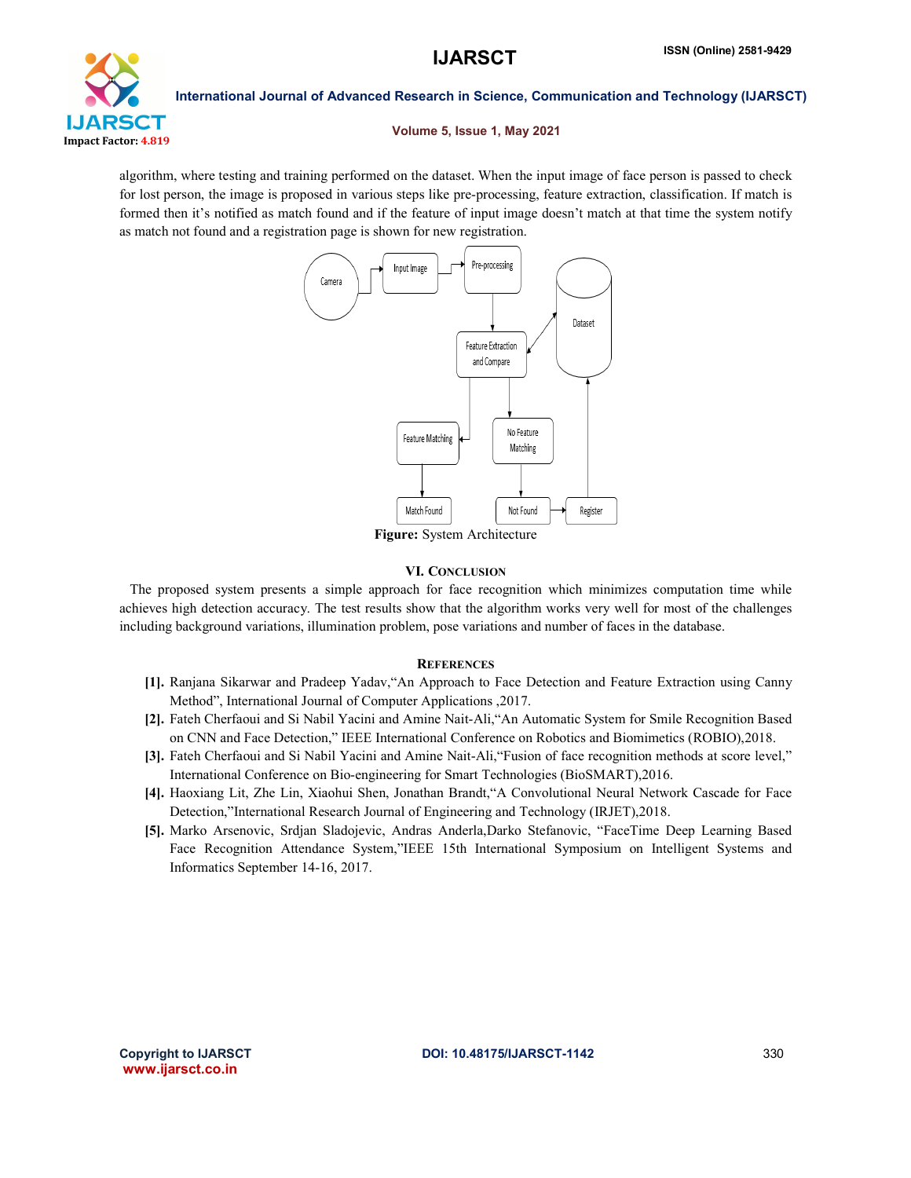algorithm, where testing and training performed on the dataset. When the input image of face person is passed to check for lost person, the image is proposed in various steps like pre-processing, feature extraction, classification. If match is formed then it's notified as match found and if the feature of input image doesn't match at that time the system notify as match not found and a registration page is shown for new registration.

Camera

Input Image

Pre-processing

Dataset

Feature Extraction and Compare

Feature Matching

No Feature Matching

Match Found

Not Found

Register

**Figure:** System Architecture

## VI. Conclusion

The proposed system presents a simple approach for face recognition which minimizes computation time while achieves high detection accuracy. The test results show that the algorithm works very well for most of the challenges including background variations, illumination problem, pose variations and number of faces in the database.

## References

**[1].** Ranjana Sikarwar and Pradeep Yadav,"An Approach to Face Detection and Feature Extraction using Canny Method", International Journal of Computer Applications ,2017.

**[2].** Fateh Cherfaoui and Si Nabil Yacini and Amine Nait-Ali,"An Automatic System for Smile Recognition Based on CNN and Face Detection," IEEE International Conference on Robotics and Biomimetics (ROBIO),2018.

**[3].** Fateh Cherfaoui and Si Nabil Yacini and Amine Nait-Ali,"Fusion of face recognition methods at score level," International Conference on Bio-engineering for Smart Technologies (BioSMART),2016.

**[4].** Haoxiang Lit, Zhe Lin, Xiaohui Shen, Jonathan Brandt,"A Convolutional Neural Network Cascade for Face Detection,"International Research Journal of Engineering and Technology (IRJET),2018.

**[5].** Marko Arsenovic, Srdjan Sladojevic, Andras Anderla,Darko Stefanovic, "FaceTime Deep Learning Based Face Recognition Attendance System,"IEEE 15th International Symposium on Intelligent Systems and Informatics September 14-16, 2017.